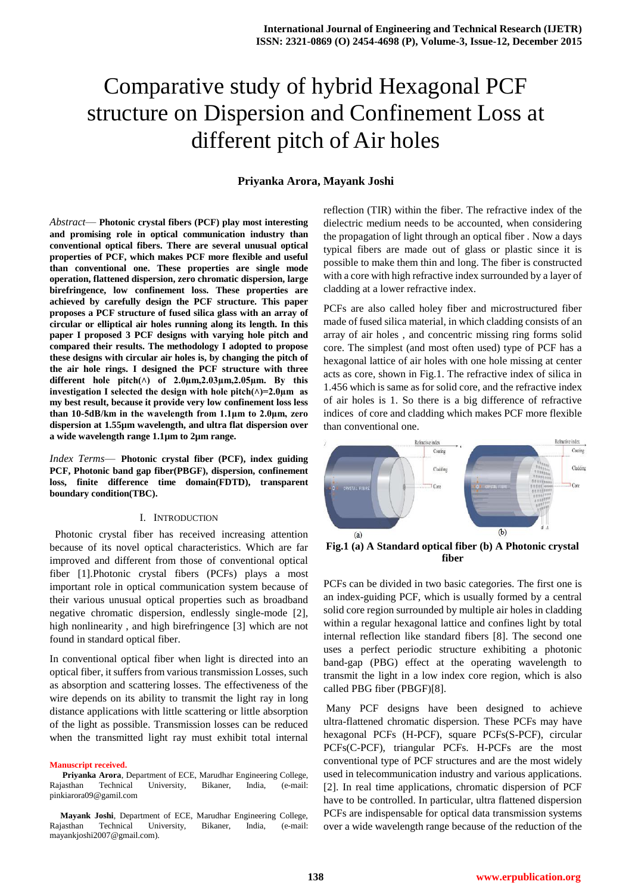# Comparative study of hybrid Hexagonal PCF structure on Dispersion and Confinement Loss at different pitch of Air holes

**Priyanka Arora, Mayank Joshi**

*Abstract*— **Photonic crystal fibers (PCF) play most interesting and promising role in optical communication industry than conventional optical fibers. There are several unusual optical properties of PCF, which makes PCF more flexible and useful than conventional one. These properties are single mode operation, flattened dispersion, zero chromatic dispersion, large birefringence, low confinement loss. These properties are achieved by carefully design the PCF structure. This paper proposes a PCF structure of fused silica glass with an array of circular or elliptical air holes running along its length. In this paper I proposed 3 PCF designs with varying hole pitch and compared their results. The methodology I adopted to propose these designs with circular air holes is, by changing the pitch of the air hole rings. I designed the PCF structure with three different hole pitch(∧) of 2.0µm,2.03µm,2.05µm. By this investigation I selected the design with hole pitch(∧)=2.0µm as my best result, because it provide very low confinement loss less than 10-5dB/km in the wavelength from 1.1µm to 2.0µm, zero dispersion at 1.55µm wavelength, and ultra flat dispersion over a wide wavelength range 1.1µm to 2µm range.**

*Index Terms*— **Photonic crystal fiber (PCF), index guiding PCF, Photonic band gap fiber(PBGF), dispersion, confinement loss, finite difference time domain(FDTD), transparent boundary condition(TBC).**

## I. Introduction

Photonic crystal fiber has received increasing attention because of its novel optical characteristics. Which are far improved and different from those of conventional optical fiber [1].Photonic crystal fibers (PCFs) plays a most important role in optical communication system because of their various unusual optical properties such as broadband negative chromatic dispersion, endlessly single-mode [2], high nonlinearity , and high birefringence [3] which are not found in standard optical fiber.

In conventional optical fiber when light is directed into an optical fiber, it suffers from various transmission Losses, such as absorption and scattering losses. The effectiveness of the wire depends on its ability to transmit the light ray in long distance applications with little scattering or little absorption of the light as possible. Transmission losses can be reduced when the transmitted light ray must exhibit total internal reflection (TIR) within the fiber. The refractive index of the dielectric medium needs to be accounted, when considering the propagation of light through an optical fiber . Now a days typical fibers are made out of glass or plastic since it is possible to make them thin and long. The fiber is constructed with a core with high refractive index surrounded by a layer of cladding at a lower refractive index.

PCFs are also called holey fiber and microstructured fiber made of fused silica material, in which cladding consists of an array of air holes , and concentric missing ring forms solid core. The simplest (and most often used) type of PCF has a hexagonal lattice of air holes with one hole missing at center acts as core, shown in Fig.1. The refractive index of silica in 1.456 which is same as for solid core, and the refractive index of air holes is 1. So there is a big difference of refractive indices of core and cladding which makes PCF more flexible than conventional one.

**Fig.1 (a) A Standard optical fiber (b) A Photonic crystal fiber**

PCFs can be divided in two basic categories. The first one is an index-guiding PCF, which is usually formed by a central solid core region surrounded by multiple air holes in cladding within a regular hexagonal lattice and confines light by total internal reflection like standard fibers [8]. The second one uses a perfect periodic structure exhibiting a photonic band-gap (PBG) effect at the operating wavelength to transmit the light in a low index core region, which is also called PBG fiber (PBGF)[8].

Many PCF designs have been designed to achieve ultra-flattened chromatic dispersion. These PCFs may have hexagonal PCFs (H-PCF), square PCFs(S-PCF), circular PCFs(C-PCF), triangular PCFs. H-PCFs are the most conventional type of PCF structures and are the most widely used in telecommunication industry and various applications. [2]. In real time applications, chromatic dispersion of PCF have to be controlled. In particular, ultra flattened dispersion PCFs are indispensable for optical data transmission systems over a wide wavelength range because of the reduction of the

**Manuscript received.**

**Priyanka Arora**, Department of ECE, Marudhar Engineering College, Rajasthan Technical University, Bikaner, India, (e-mail: pinkiarora09@gamil.com

**Mayank Joshi**, Department of ECE, Marudhar Engineering College, Rajasthan Technical University, Bikaner, India, (e-mail: mayankjoshi2007@gmail.com).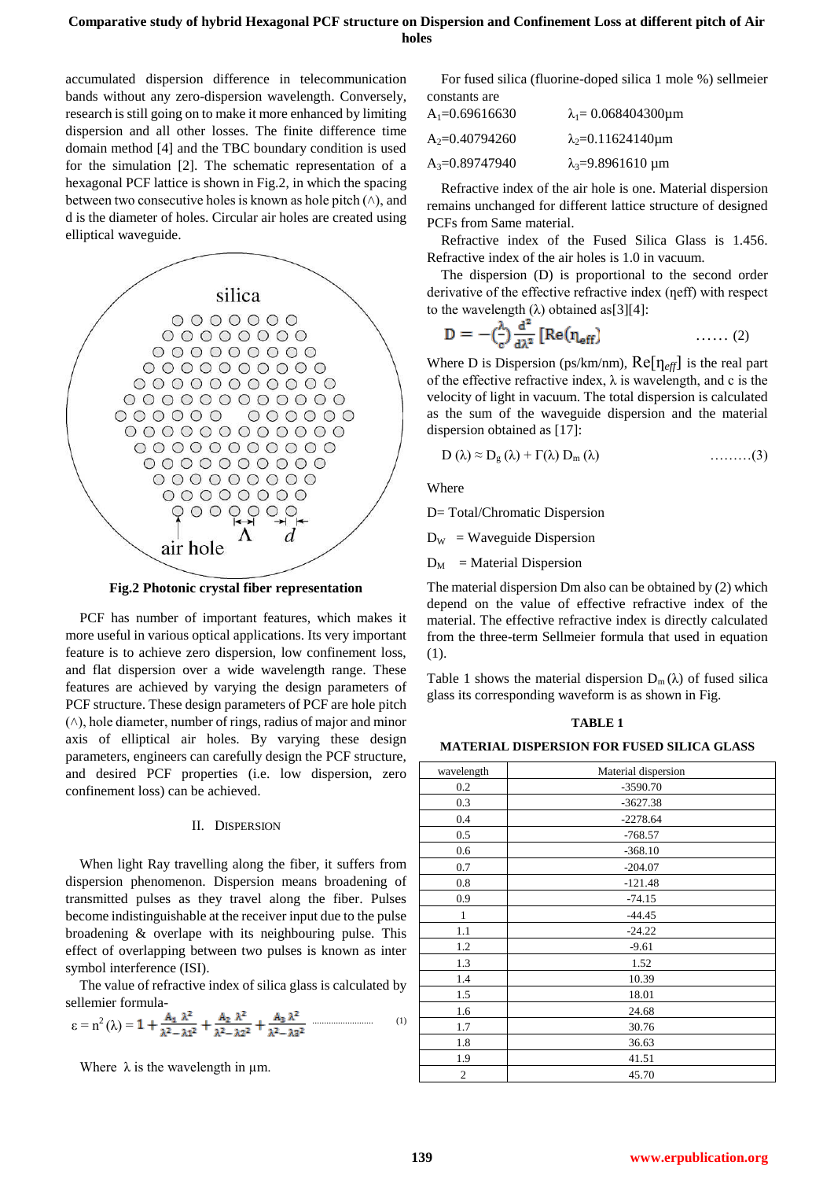accumulated dispersion difference in telecommunication bands without any zero-dispersion wavelength. Conversely, research is still going on to make it more enhanced by limiting dispersion and all other losses. The finite difference time domain method [4] and the TBC boundary condition is used for the simulation [2]. The schematic representation of a hexagonal PCF lattice is shown in Fig.2, in which the spacing between two consecutive holes is known as hole pitch (∧), and d is the diameter of holes. Circular air holes are created using elliptical waveguide.

**Fig.2 Photonic crystal fiber representation**

PCF has number of important features, which makes it more useful in various optical applications. Its very important feature is to achieve zero dispersion, low confinement loss, and flat dispersion over a wide wavelength range. These features are achieved by varying the design parameters of PCF structure. These design parameters of PCF are hole pitch (∧), hole diameter, number of rings, radius of major and minor axis of elliptical air holes. By varying these design parameters, engineers can carefully design the PCF structure, and desired PCF properties (i.e. low dispersion, zero confinement loss) can be achieved.

## II. Dispersion

When light Ray travelling along the fiber, it suffers from dispersion phenomenon. Dispersion means broadening of transmitted pulses as they travel along the fiber. Pulses become indistinguishable at the receiver input due to the pulse broadening & overlape with its neighbouring pulse. This effect of overlapping between two pulses is known as inter symbol interference (ISI).

The value of refractive index of silica glass is calculated by sellemier formula-

$$\varepsilon = n^2(\lambda) = 1 + \frac{A_1\lambda^2}{\lambda^2-\lambda_1^2} + \frac{A_2\lambda^2}{\lambda^2-\lambda_2^2} + \frac{A_3\lambda^2}{\lambda^2-\lambda_3^2} \quad \text{.........................} \quad (1)$$

Where $\lambda$ is the wavelength in μm.

For fused silica (fluorine-doped silica 1 mole %) sellmeier constants are

$A_1$=0.69616630 $\lambda_1$= 0.068404300μm

$A_2$=0.40794260 $\lambda_2$=0.11624140μm

$A_3$=0.89747940 $\lambda_3$=9.8961610 μm

Refractive index of the air hole is one. Material dispersion remains unchanged for different lattice structure of designed PCFs from Same material.

Refractive index of the Fused Silica Glass is 1.456. Refractive index of the air holes is 1.0 in vacuum.

The dispersion (D) is proportional to the second order derivative of the effective refractive index (ηeff) with respect to the wavelength (λ) obtained as[3][4]:

$$D = -\left(\frac{\lambda}{c}\right)\frac{d^2}{d\lambda^2}\left[\mathrm{Re}(\eta_{eff})\right] \quad \text{......} \; (2)$$

Where D is Dispersion (ps/km/nm), $\mathrm{Re}[\eta_{eff}]$ is the real part of the effective refractive index, λ is wavelength, and c is the velocity of light in vacuum. The total dispersion is calculated as the sum of the waveguide dispersion and the material dispersion obtained as [17]:

$$D(\lambda) \approx D_g(\lambda) + \Gamma(\lambda)\, D_m(\lambda) \quad \text{.........} (3)$$

Where

D= Total/Chromatic Dispersion

$D_W$ = Waveguide Dispersion

$D_M$ = Material Dispersion

The material dispersion Dm also can be obtained by (2) which depend on the value of effective refractive index of the material. The effective refractive index is directly calculated from the three-term Sellmeier formula that used in equation (1).

Table 1 shows the material dispersion $D_m(\lambda)$ of fused silica glass its corresponding waveform is as shown in Fig.

**TABLE 1**

**MATERIAL DISPERSION FOR FUSED SILICA GLASS**

| wavelength | Material dispersion |
|---|---|
| 0.2 | -3590.70 |
| 0.3 | -3627.38 |
| 0.4 | -2278.64 |
| 0.5 | -768.57 |
| 0.6 | -368.10 |
| 0.7 | -204.07 |
| 0.8 | -121.48 |
| 0.9 | -74.15 |
| 1 | -44.45 |
| 1.1 | -24.22 |
| 1.2 | -9.61 |
| 1.3 | 1.52 |
| 1.4 | 10.39 |
| 1.5 | 18.01 |
| 1.6 | 24.68 |
| 1.7 | 30.76 |
| 1.8 | 36.63 |
| 1.9 | 41.51 |
| 2 | 45.70 |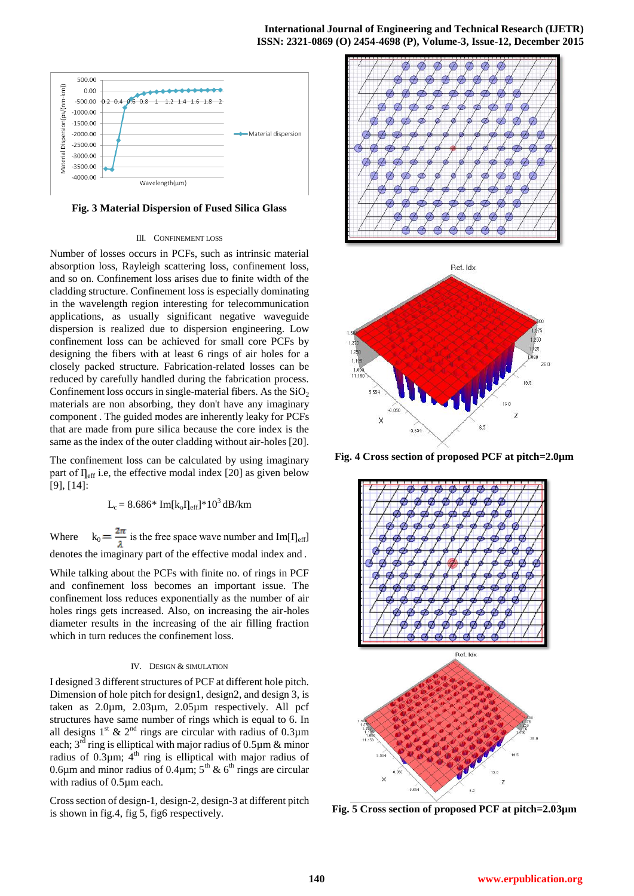Fig. 3 Material Dispersion of Fused Silica Glass

### III. CONFINEMENT LOSS

Number of losses occurs in PCFs, such as intrinsic material absorption loss, Rayleigh scattering loss, confinement loss, and so on. Confinement loss arises due to finite width of the cladding structure. Confinement loss is especially dominating in the wavelength region interesting for telecommunication applications, as usually significant negative waveguide dispersion is realized due to dispersion engineering. Low confinement loss can be achieved for small core PCFs by designing the fibers with at least 6 rings of air holes for a closely packed structure. Fabrication-related losses can be reduced by carefully handled during the fabrication process. Confinement loss occurs in single-material fibers. As the $SiO_2$ materials are non absorbing, they don't have any imaginary component . The guided modes are inherently leaky for PCFs that are made from pure silica because the core index is the same as the index of the outer cladding without air-holes [20].

The confinement loss can be calculated by using imaginary part of $\eta_{eff}$ i.e, the effective modal index [20] as given below [9], [14]:

$$L_c = 8.686 * \text{Im}[k_o \eta_{eff}] * 10^3 \text{ dB/km}$$

Where $k_0 = \frac{2\pi}{\lambda}$ is the free space wave number and $\text{Im}[\eta_{eff}]$ denotes the imaginary part of the effective modal index and .

While talking about the PCFs with finite no. of rings in PCF and confinement loss becomes an important issue. The confinement loss reduces exponentially as the number of air holes rings gets increased. Also, on increasing the air-holes diameter results in the increasing of the air filling fraction which in turn reduces the confinement loss.

### IV. DESIGN & SIMULATION

I designed 3 different structures of PCF at different hole pitch. Dimension of hole pitch for design1, design2, and design 3, is taken as 2.0µm, 2.03µm, 2.05µm respectively. All pcf structures have same number of rings which is equal to 6. In all designs 1st & 2nd rings are circular with radius of 0.3µm each; 3rd ring is elliptical with major radius of 0.5µm & minor radius of 0.3µm; 4th ring is elliptical with major radius of 0.6µm and minor radius of 0.4µm; 5th & 6th rings are circular with radius of 0.5µm each.

Cross section of design-1, design-2, design-3 at different pitch is shown in fig.4, fig 5, fig6 respectively.

Fig. 4 Cross section of proposed PCF at pitch=2.0µm

Fig. 5 Cross section of proposed PCF at pitch=2.03µm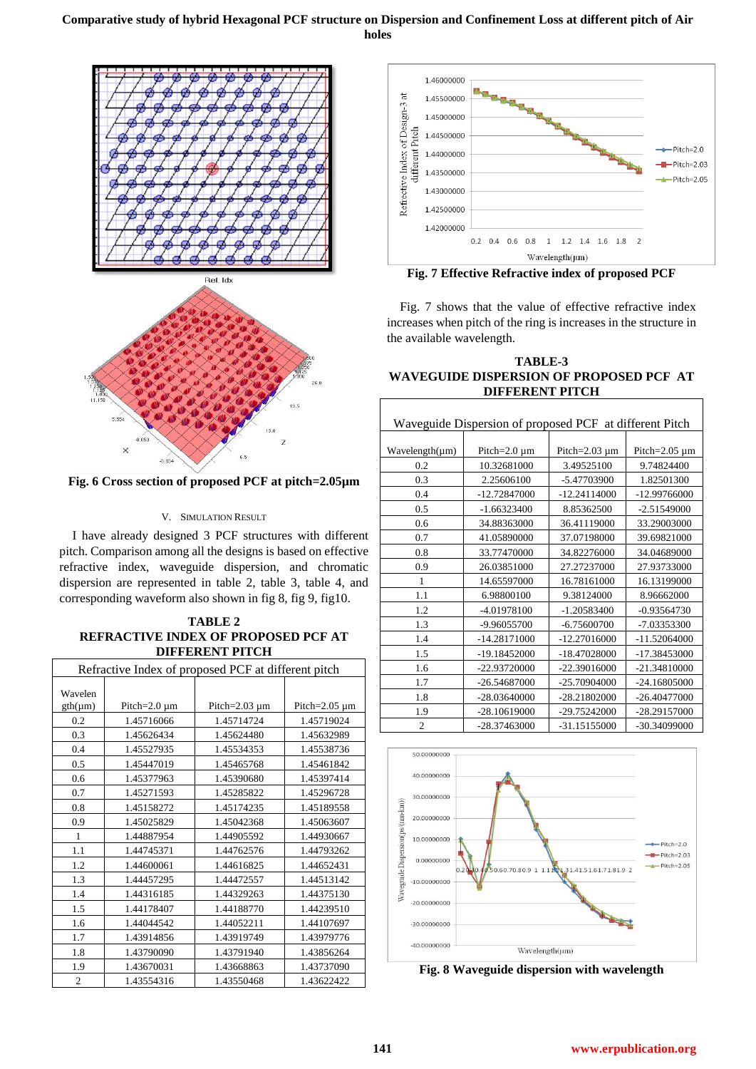Fig. 6 Cross section of proposed PCF at pitch=2.05µm

## V. Simulation Result

I have already designed 3 PCF structures with different pitch. Comparison among all the designs is based on effective refractive index, waveguide dispersion, and chromatic dispersion are represented in table 2, table 3, table 4, and corresponding waveform also shown in fig 8, fig 9, fig10.

**TABLE 2**
**REFRACTIVE INDEX OF PROPOSED PCF AT DIFFERENT PITCH**

| Refractive Index of proposed PCF at different pitch | | | |
|---|---|---|---|
| Wavelength(µm) | Pitch=2.0 µm | Pitch=2.03 µm | Pitch=2.05 µm |
| 0.2 | 1.45716066 | 1.45714724 | 1.45719024 |
| 0.3 | 1.45626434 | 1.45624480 | 1.45632989 |
| 0.4 | 1.45527935 | 1.45534353 | 1.45538736 |
| 0.5 | 1.45447019 | 1.45465768 | 1.45461842 |
| 0.6 | 1.45377963 | 1.45390680 | 1.45397414 |
| 0.7 | 1.45271593 | 1.45285822 | 1.45296728 |
| 0.8 | 1.45158272 | 1.45174235 | 1.45189558 |
| 0.9 | 1.45025829 | 1.45042368 | 1.45063607 |
| 1 | 1.44887954 | 1.44905592 | 1.44930667 |
| 1.1 | 1.44745371 | 1.44762576 | 1.44793262 |
| 1.2 | 1.44600061 | 1.44616825 | 1.44652431 |
| 1.3 | 1.44457295 | 1.44472557 | 1.44513142 |
| 1.4 | 1.44316185 | 1.44329263 | 1.44375130 |
| 1.5 | 1.44178407 | 1.44188770 | 1.44239510 |
| 1.6 | 1.44044542 | 1.44052211 | 1.44107697 |
| 1.7 | 1.43914856 | 1.43919749 | 1.43979776 |
| 1.8 | 1.43790090 | 1.43791940 | 1.43856264 |
| 1.9 | 1.43670031 | 1.43668863 | 1.43737090 |
| 2 | 1.43554316 | 1.43550468 | 1.43622422 |

Fig. 7 Effective Refractive index of proposed PCF

Fig. 7 shows that the value of effective refractive index increases when pitch of the ring is increases in the structure in the available wavelength.

**TABLE-3**
**WAVEGUIDE DISPERSION OF PROPOSED PCF AT DIFFERENT PITCH**

| Waveguide Dispersion of proposed PCF at different Pitch | | | |
|---|---|---|---|
| Wavelength(µm) | Pitch=2.0 µm | Pitch=2.03 µm | Pitch=2.05 µm |
| 0.2 | 10.32681000 | 3.49525100 | 9.74824400 |
| 0.3 | 2.25606100 | -5.47703900 | 1.82501300 |
| 0.4 | -12.72847000 | -12.24114000 | -12.99766000 |
| 0.5 | -1.66323400 | 8.85362500 | -2.51549000 |
| 0.6 | 34.88363000 | 36.41119000 | 33.29003000 |
| 0.7 | 41.05890000 | 37.07198000 | 39.69821000 |
| 0.8 | 33.77470000 | 34.82276000 | 34.04689000 |
| 0.9 | 26.03851000 | 27.27237000 | 27.93733000 |
| 1 | 14.65597000 | 16.78161000 | 16.13199000 |
| 1.1 | 6.98800100 | 9.38124000 | 8.96662000 |
| 1.2 | -4.01978100 | -1.20583400 | -0.93564730 |
| 1.3 | -9.96055700 | -6.75600700 | -7.03353300 |
| 1.4 | -14.28171000 | -12.27016000 | -11.52064000 |
| 1.5 | -19.18452000 | -18.47028000 | -17.38453000 |
| 1.6 | -22.93720000 | -22.39016000 | -21.34810000 |
| 1.7 | -26.54687000 | -25.70904000 | -24.16805000 |
| 1.8 | -28.03640000 | -28.21802000 | -26.40477000 |
| 1.9 | -28.10619000 | -29.75242000 | -28.29157000 |
| 2 | -28.37463000 | -31.15155000 | -30.34099000 |

Fig. 8 Waveguide dispersion with wavelength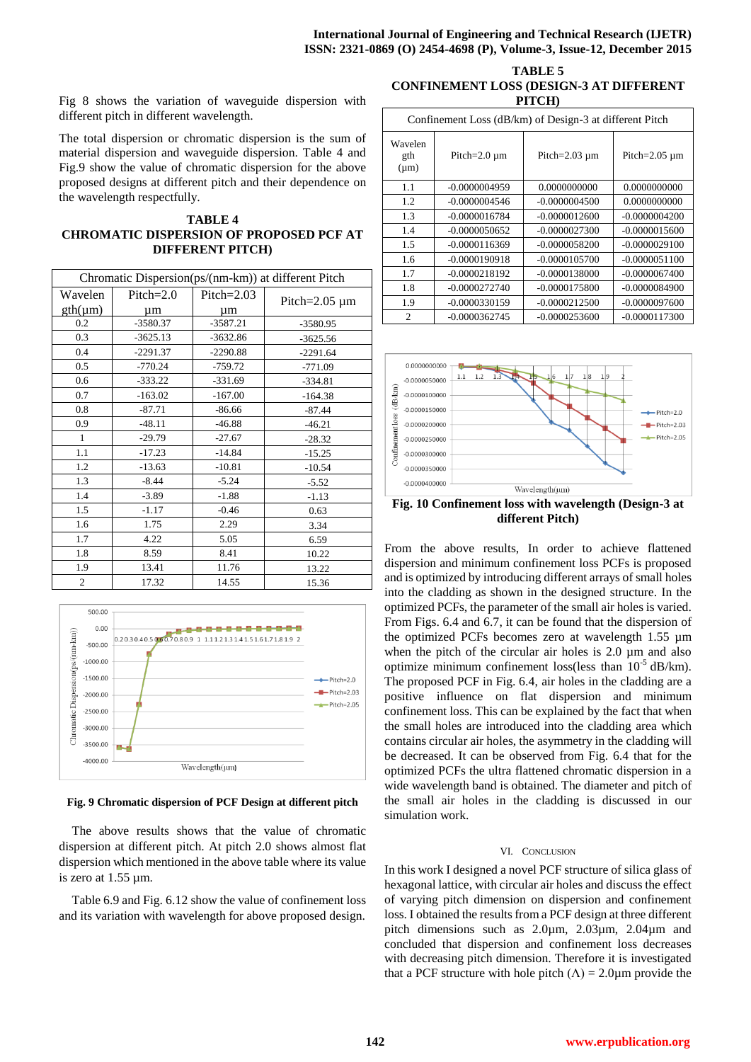Fig 8 shows the variation of waveguide dispersion with different pitch in different wavelength.

The total dispersion or chromatic dispersion is the sum of material dispersion and waveguide dispersion. Table 4 and Fig.9 show the value of chromatic dispersion for the above proposed designs at different pitch and their dependence on the wavelength respectfully.

**TABLE 4**
**CHROMATIC DISPERSION OF PROPOSED PCF AT DIFFERENT PITCH)**

| Chromatic Dispersion(ps/(nm-km)) at different Pitch | | | |
|---|---|---|---|
| Wavelength(μm) | Pitch=2.0 μm | Pitch=2.03 μm | Pitch=2.05 μm |
| 0.2 | -3580.37 | -3587.21 | -3580.95 |
| 0.3 | -3625.13 | -3632.86 | -3625.56 |
| 0.4 | -2291.37 | -2290.88 | -2291.64 |
| 0.5 | -770.24 | -759.72 | -771.09 |
| 0.6 | -333.22 | -331.69 | -334.81 |
| 0.7 | -163.02 | -167.00 | -164.38 |
| 0.8 | -87.71 | -86.66 | -87.44 |
| 0.9 | -48.11 | -46.88 | -46.21 |
| 1 | -29.79 | -27.67 | -28.32 |
| 1.1 | -17.23 | -14.84 | -15.25 |
| 1.2 | -13.63 | -10.81 | -10.54 |
| 1.3 | -8.44 | -5.24 | -5.52 |
| 1.4 | -3.89 | -1.88 | -1.13 |
| 1.5 | -1.17 | -0.46 | 0.63 |
| 1.6 | 1.75 | 2.29 | 3.34 |
| 1.7 | 4.22 | 5.05 | 6.59 |
| 1.8 | 8.59 | 8.41 | 10.22 |
| 1.9 | 13.41 | 11.76 | 13.22 |
| 2 | 17.32 | 14.55 | 15.36 |

**Fig. 9 Chromatic dispersion of PCF Design at different pitch**

The above results shows that the value of chromatic dispersion at different pitch. At pitch 2.0 shows almost flat dispersion which mentioned in the above table where its value is zero at 1.55 μm.

Table 6.9 and Fig. 6.12 show the value of confinement loss and its variation with wavelength for above proposed design.

**TABLE 5**
**CONFINEMENT LOSS (DESIGN-3 AT DIFFERENT PITCH)**

| Confinement Loss (dB/km) of Design-3 at different Pitch | | | |
|---|---|---|---|
| Wavelength (μm) | Pitch=2.0 μm | Pitch=2.03 μm | Pitch=2.05 μm |
| 1.1 | -0.0000004959 | 0.0000000000 | 0.0000000000 |
| 1.2 | -0.0000004546 | -0.0000004500 | 0.0000000000 |
| 1.3 | -0.0000016784 | -0.0000012600 | -0.0000004200 |
| 1.4 | -0.0000050652 | -0.0000027300 | -0.0000015600 |
| 1.5 | -0.0000116369 | -0.0000058200 | -0.0000029100 |
| 1.6 | -0.0000190918 | -0.0000105700 | -0.0000051100 |
| 1.7 | -0.0000218192 | -0.0000138000 | -0.0000067400 |
| 1.8 | -0.0000272740 | -0.0000175800 | -0.0000084900 |
| 1.9 | -0.0000330159 | -0.0000212500 | -0.0000097600 |
| 2 | -0.0000362745 | -0.0000253600 | -0.0000117300 |

**Fig. 10 Confinement loss with wavelength (Design-3 at different Pitch)**

From the above results, In order to achieve flattened dispersion and minimum confinement loss PCFs is proposed and is optimized by introducing different arrays of small holes into the cladding as shown in the designed structure. In the optimized PCFs, the parameter of the small air holes is varied. From Figs. 6.4 and 6.7, it can be found that the dispersion of the optimized PCFs becomes zero at wavelength 1.55 μm when the pitch of the circular air holes is 2.0 μm and also optimize minimum confinement loss(less than $10^{-5}$ dB/km). The proposed PCF in Fig. 6.4, air holes in the cladding are a positive influence on flat dispersion and minimum confinement loss. This can be explained by the fact that when the small holes are introduced into the cladding area which contains circular air holes, the asymmetry in the cladding will be decreased. It can be observed from Fig. 6.4 that for the optimized PCFs the ultra flattened chromatic dispersion in a wide wavelength band is obtained. The diameter and pitch of the small air holes in the cladding is discussed in our simulation work.

## VI. Conclusion

In this work I designed a novel PCF structure of silica glass of hexagonal lattice, with circular air holes and discuss the effect of varying pitch dimension on dispersion and confinement loss. I obtained the results from a PCF design at three different pitch dimensions such as 2.0μm, 2.03μm, 2.04μm and concluded that dispersion and confinement loss decreases with decreasing pitch dimension. Therefore it is investigated that a PCF structure with hole pitch ($\Lambda$) = 2.0μm provide the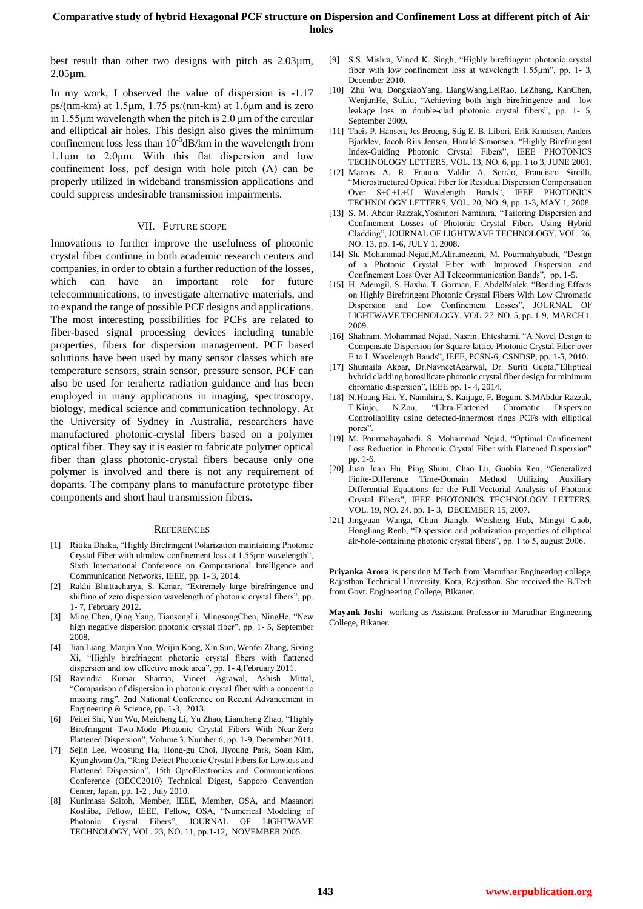best result than other two designs with pitch as 2.03µm, 2.05µm.

In my work, I observed the value of dispersion is -1.17 ps/(nm-km) at 1.5µm, 1.75 ps/(nm-km) at 1.6µm and is zero in 1.55µm wavelength when the pitch is 2.0 µm of the circular and elliptical air holes. This design also gives the minimum confinement loss less than $10^{-5}$dB/km in the wavelength from 1.1µm to 2.0µm. With this flat dispersion and low confinement loss, pcf design with hole pitch ($\Lambda$) can be properly utilized in wideband transmission applications and could suppress undesirable transmission impairments.

## VII. Future Scope

Innovations to further improve the usefulness of photonic crystal fiber continue in both academic research centers and companies, in order to obtain a further reduction of the losses, which can have an important role for future telecommunications, to investigate alternative materials, and to expand the range of possible PCF designs and applications. The most interesting possibilities for PCFs are related to fiber-based signal processing devices including tunable properties, fibers for dispersion management. PCF based solutions have been used by many sensor classes which are temperature sensors, strain sensor, pressure sensor. PCF can also be used for terahertz radiation guidance and has been employed in many applications in imaging, spectroscopy, biology, medical science and communication technology. At the University of Sydney in Australia, researchers have manufactured photonic-crystal fibers based on a polymer optical fiber. They say it is easier to fabricate polymer optical fiber than glass photonic-crystal fibers because only one polymer is involved and there is not any requirement of dopants. The company plans to manufacture prototype fiber components and short haul transmission fibers.

## References

[1] Ritika Dhaka, "Highly Birefringent Polarization maintaining Photonic Crystal Fiber with ultralow confinement loss at 1.55µm wavelength", Sixth International Conference on Computational Intelligence and Communication Networks, IEEE, pp. 1- 3, 2014.

[2] Rakhi Bhattacharya, S. Konar, "Extremely large birefringence and shifting of zero dispersion wavelength of photonic crystal fibers", pp. 1- 7, February 2012.

[3] Ming Chen, Qing Yang, TiansongLi, MingsongChen, NingHe, "New high negative dispersion photonic crystal fiber", pp. 1- 5, September 2008.

[4] Jian Liang, Maojin Yun, Weijin Kong, Xin Sun, Wenfei Zhang, Sixing Xi, "Highly birefringent photonic crystal fibers with flattened dispersion and low effective mode area", pp. 1- 4,February 2011.

[5] Ravindra Kumar Sharma, Vineet Agrawal, Ashish Mittal, "Comparison of dispersion in photonic crystal fiber with a concentric missing ring", 2nd National Conference on Recent Advancement in Engineering & Science, pp. 1-3, 2013.

[6] Feifei Shi, Yun Wu, Meicheng Li, Yu Zhao, Liancheng Zhao, "Highly Birefringent Two-Mode Photonic Crystal Fibers With Near-Zero Flattened Dispersion", Volume 3, Number 6, pp. 1-9, December 2011.

[7] Sejin Lee, Woosung Ha, Hong-gu Choi, Jiyoung Park, Soan Kim, Kyunghwan Oh, "Ring Defect Photonic Crystal Fibers for Lowloss and Flattened Dispersion", 15th OptoElectronics and Communications Conference (OECC2010) Technical Digest, Sapporo Convention Center, Japan, pp. 1-2 , July 2010.

[8] Kunimasa Saitoh, Member, IEEE, Member, OSA, and Masanori Koshiba, Fellow, IEEE, Fellow, OSA, "Numerical Modeling of Photonic Crystal Fibers", JOURNAL OF LIGHTWAVE TECHNOLOGY, VOL. 23, NO. 11, pp.1-12, NOVEMBER 2005.

[9] S.S. Mishra, Vinod K. Singh, "Highly birefringent photonic crystal fiber with low confinement loss at wavelength 1.55µm", pp. 1- 3, December 2010.

[10] Zhu Wu, DongxiaoYang, LiangWang,LeiRao, LeZhang, KanChen, WenjunHe, SuLiu, "Achieving both high birefringence and low leakage loss in double-clad photonic crystal fibers", pp. 1- 5, September 2009.

[11] Theis P. Hansen, Jes Broeng, Stig E. B. Libori, Erik Knudsen, Anders Bjarklev, Jacob Riis Jensen, Harald Simonsen, "Highly Birefringent Index-Guiding Photonic Crystal Fibers", IEEE PHOTONICS TECHNOLOGY LETTERS, VOL. 13, NO. 6, pp. 1 to 3, JUNE 2001.

[12] Marcos A. R. Franco, Valdir A. Serrão, Francisco Sircilli, "Microstructured Optical Fiber for Residual Dispersion Compensation Over S+C+L+U Wavelength Bands", IEEE PHOTONICS TECHNOLOGY LETTERS, VOL. 20, NO. 9, pp. 1-3, MAY 1, 2008.

[13] S. M. Abdur Razzak,Yoshinori Namihira, "Tailoring Dispersion and Confinement Losses of Photonic Crystal Fibers Using Hybrid Cladding", JOURNAL OF LIGHTWAVE TECHNOLOGY, VOL. 26, NO. 13, pp. 1-6, JULY 1, 2008.

[14] Sh. Mohammad-Nejad,M.Aliramezani, M. Pourmahyabadi, "Design of a Photonic Crystal Fiber with Improved Dispersion and Confinement Loss Over All Telecommunication Bands", pp. 1-5.

[15] H. Ademgil, S. Haxha, T. Gorman, F. AbdelMalek, "Bending Effects on Highly Birefringent Photonic Crystal Fibers With Low Chromatic Dispersion and Low Confinement Losses", JOURNAL OF LIGHTWAVE TECHNOLOGY, VOL. 27, NO. 5, pp. 1-9, MARCH 1, 2009.

[16] Shahram. Mohammad Nejad, Nasrin. Ehteshami, "A Novel Design to Compensate Dispersion for Square-lattice Photonic Crystal Fiber over E to L Wavelength Bands", IEEE, PCSN-6, CSNDSP, pp. 1-5, 2010.

[17] Shumaila Akbar, Dr.NavneetAgarwal, Dr. Suriti Gupta,"Elliptical hybrid cladding borosilicate photonic crystal fiber design for minimum chromatic dispersion", IEEE pp. 1- 4, 2014.

[18] N.Hoang Hai, Y. Namihira, S. Kaijage, F. Begum, S.MAbdur Razzak, T.Kinjo, N.Zou, "Ultra-Flattened Chromatic Dispersion Controllability using defected-innermost rings PCFs with elliptical pores".

[19] M. Pourmahayabadi, S. Mohammad Nejad, "Optimal Confinement Loss Reduction in Photonic Crystal Fiber with Flattened Dispersion" pp. 1-6.

[20] Juan Juan Hu, Ping Shum, Chao Lu, Guobin Ren, "Generalized Finite-Difference Time-Domain Method Utilizing Auxiliary Differential Equations for the Full-Vectorial Analysis of Photonic Crystal Fibers", IEEE PHOTONICS TECHNOLOGY LETTERS, VOL. 19, NO. 24, pp. 1- 3, DECEMBER 15, 2007.

[21] Jingyuan Wanga, Chun Jiangb, Weisheng Hub, Mingyi Gaob, Hongliang Renb, "Dispersion and polarization properties of elliptical air-hole-containing photonic crystal fibers", pp. 1 to 5, august 2006.

**Priyanka Arora** is persuing M.Tech from Marudhar Engineering college, Rajasthan Technical University, Kota, Rajasthan. She received the B.Tech from Govt. Engineering College, Bikaner.

**Mayank Joshi** working as Assistant Professor in Marudhar Engineering College, Bikaner.